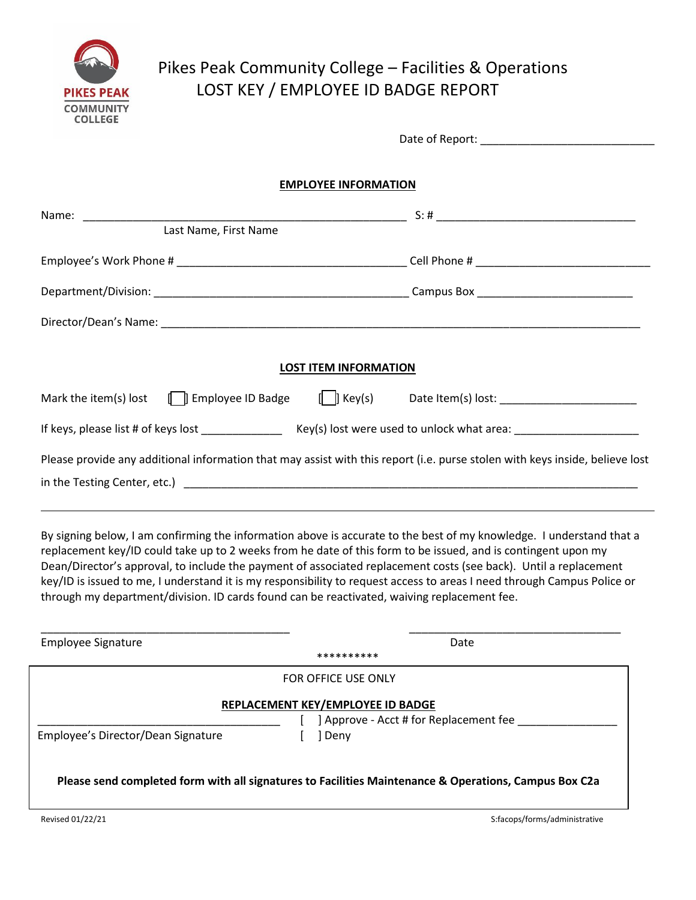PIKES PEAK COMMUNITY COLLEGE

# Pikes Peak Community College – Facilities & Operations
## LOST KEY / EMPLOYEE ID BADGE REPORT

Date of Report: ____________________________

**EMPLOYEE INFORMATION**

Name: ______________________________________________________ S: # ________________________________
Last Name, First Name

Employee's Work Phone # _____________________________________ Cell Phone # ____________________________

Department/Division: _________________________________________ Campus Box ________________________

Director/Dean's Name: ______________________________________________________________________________

**LOST ITEM INFORMATION**

Mark the item(s) lost [ ] Employee ID Badge [ ] Key(s) Date Item(s) lost: ______________________

If keys, please list # of keys lost _____________ Key(s) lost were used to unlock what area: ____________________

Please provide any additional information that may assist with this report (i.e. purse stolen with keys inside, believe lost in the Testing Center, etc.) ___________________________________________________________________________

---

By signing below, I am confirming the information above is accurate to the best of my knowledge. I understand that a replacement key/ID could take up to 2 weeks from he date of this form to be issued, and is contingent upon my Dean/Director's approval, to include the payment of associated replacement costs (see back). Until a replacement key/ID is issued to me, I understand it is my responsibility to request access to areas I need through Campus Police or through my department/division. ID cards found can be reactivated, waiving replacement fee.

_________________________________________ ___________________________________
Employee Signature Date

**********

FOR OFFICE USE ONLY

**REPLACEMENT KEY/EMPLOYEE ID BADGE**

________________________________________ [ ] Approve - Acct # for Replacement fee ________________
Employee's Director/Dean Signature [ ] Deny

**Please send completed form with all signatures to Facilities Maintenance & Operations, Campus Box C2a**

Revised 01/22/21 S:facops/forms/administrative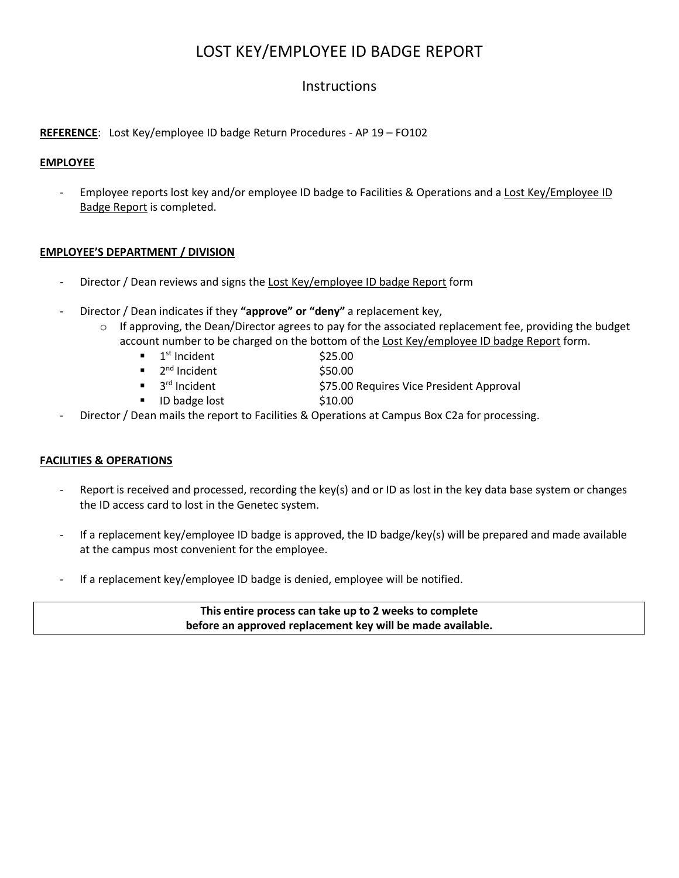# LOST KEY/EMPLOYEE ID BADGE REPORT

## Instructions

**REFERENCE**: Lost Key/employee ID badge Return Procedures - AP 19 – FO102

**EMPLOYEE**

- Employee reports lost key and/or employee ID badge to Facilities & Operations and a Lost Key/Employee ID Badge Report is completed.

**EMPLOYEE'S DEPARTMENT / DIVISION**

- Director / Dean reviews and signs the Lost Key/employee ID badge Report form
- Director / Dean indicates if they **"approve" or "deny"** a replacement key,
  - If approving, the Dean/Director agrees to pay for the associated replacement fee, providing the budget account number to be charged on the bottom of the Lost Key/employee ID badge Report form.
    - 1st Incident $25.00
    - 2nd Incident $50.00
    - 3rd Incident $75.00 Requires Vice President Approval
    - ID badge lost $10.00
- Director / Dean mails the report to Facilities & Operations at Campus Box C2a for processing.

**FACILITIES & OPERATIONS**

- Report is received and processed, recording the key(s) and or ID as lost in the key data base system or changes the ID access card to lost in the Genetec system.
- If a replacement key/employee ID badge is approved, the ID badge/key(s) will be prepared and made available at the campus most convenient for the employee.
- If a replacement key/employee ID badge is denied, employee will be notified.

**This entire process can take up to 2 weeks to complete before an approved replacement key will be made available.**